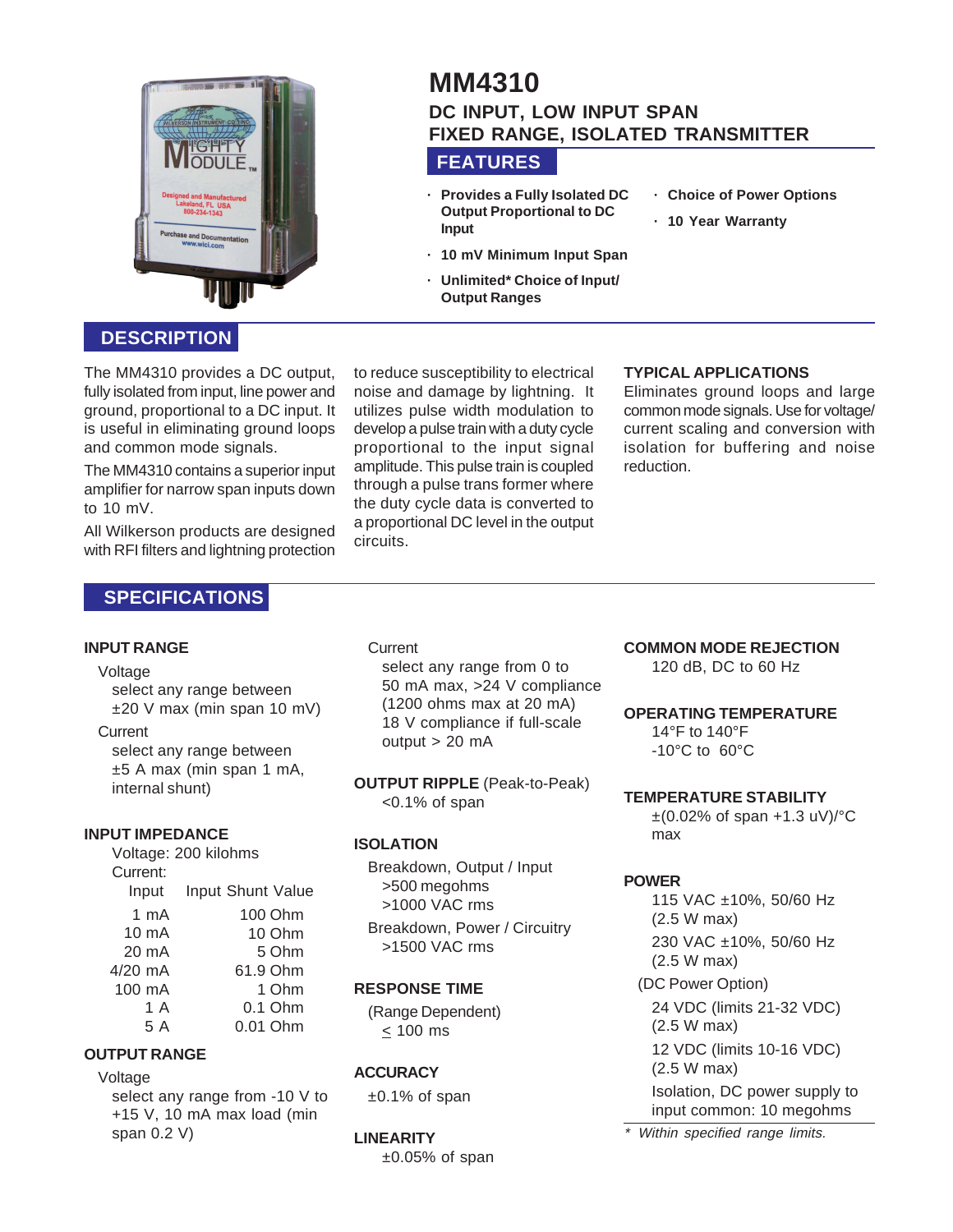# MM4310

## DC INPUT, LOW INPUT SPAN FIXED RANGE, ISOLATED TRANSMITTER

## FEATURES

- **Provides a Fully Isolated DC Output Proportional to DC Input**
- **10 mV Minimum Input Span**
- **Unlimited* Choice of Input/ Output Ranges**
- **Choice of Power Options**
- **10 Year Warranty**

## DESCRIPTION

The MM4310 provides a DC output, fully isolated from input, line power and ground, proportional to a DC input. It is useful in eliminating ground loops and common mode signals.

The MM4310 contains a superior input amplifier for narrow span inputs down to 10 mV.

All Wilkerson products are designed with RFI filters and lightning protection to reduce susceptibility to electrical noise and damage by lightning. It utilizes pulse width modulation to develop a pulse train with a duty cycle proportional to the input signal amplitude. This pulse train is coupled through a pulse trans former where the duty cycle data is converted to a proportional DC level in the output circuits.

### TYPICAL APPLICATIONS

Eliminates ground loops and large common mode signals. Use for voltage/ current scaling and conversion with isolation for buffering and noise reduction.

## SPECIFICATIONS

### INPUT RANGE

Voltage
select any range between ±20 V max (min span 10 mV)

Current
select any range between ±5 A max (min span 1 mA, internal shunt)

### INPUT IMPEDANCE

Voltage: 200 kilohms

Current:

| Input | Input Shunt Value |
|---|---|
| 1 mA | 100 Ohm |
| 10 mA | 10 Ohm |
| 20 mA | 5 Ohm |
| 4/20 mA | 61.9 Ohm |
| 100 mA | 1 Ohm |
| 1 A | 0.1 Ohm |
| 5 A | 0.01 Ohm |

### OUTPUT RANGE

Voltage
select any range from -10 V to +15 V, 10 mA max load (min span 0.2 V)

Current
select any range from 0 to 50 mA max, >24 V compliance (1200 ohms max at 20 mA) 18 V compliance if full-scale output > 20 mA

### OUTPUT RIPPLE (Peak-to-Peak)

<0.1% of span

### ISOLATION

Breakdown, Output / Input
>500 megohms
>1000 VAC rms

Breakdown, Power / Circuitry
>1500 VAC rms

### RESPONSE TIME

(Range Dependent)
≤ 100 ms

### ACCURACY

±0.1% of span

### LINEARITY

±0.05% of span

### COMMON MODE REJECTION

120 dB, DC to 60 Hz

### OPERATING TEMPERATURE

14°F to 140°F
-10°C to 60°C

### TEMPERATURE STABILITY

±(0.02% of span +1.3 uV)/°C max

### POWER

115 VAC ±10%, 50/60 Hz (2.5 W max)

230 VAC ±10%, 50/60 Hz (2.5 W max)

(DC Power Option)

24 VDC (limits 21-32 VDC) (2.5 W max)

12 VDC (limits 10-16 VDC) (2.5 W max)

Isolation, DC power supply to input common: 10 megohms

*\* Within specified range limits.*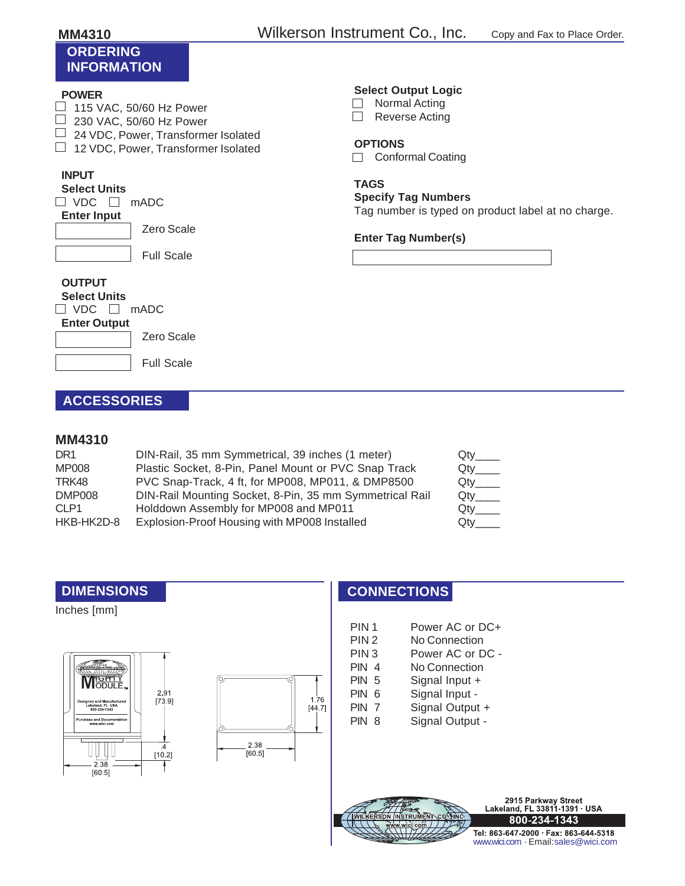MM4310 Wilkerson Instrument Co., Inc. Copy and Fax to Place Order.

## ORDERING INFORMATION

### POWER

- ☐ 115 VAC, 50/60 Hz Power
- ☐ 230 VAC, 50/60 Hz Power
- ☐ 24 VDC, Power, Transformer Isolated
- ☐ 12 VDC, Power, Transformer Isolated

### INPUT

**Select Units**

☐ VDC ☐ mADC

**Enter Input**

______ Zero Scale

______ Full Scale

### OUTPUT

**Select Units**

☐ VDC ☐ mADC

**Enter Output**

______ Zero Scale

______ Full Scale

### Select Output Logic

- ☐ Normal Acting
- ☐ Reverse Acting

### OPTIONS

- ☐ Conformal Coating

### TAGS

**Specify Tag Numbers**

Tag number is typed on product label at no charge.

**Enter Tag Number(s)**

______

## ACCESSORIES

### MM4310

| | | |
|---|---|---|
| DR1 | DIN-Rail, 35 mm Symmetrical, 39 inches (1 meter) | Qty____ |
| MP008 | Plastic Socket, 8-Pin, Panel Mount or PVC Snap Track | Qty____ |
| TRK48 | PVC Snap-Track, 4 ft, for MP008, MP011, & DMP8500 | Qty____ |
| DMP008 | DIN-Rail Mounting Socket, 8-Pin, 35 mm Symmetrical Rail | Qty____ |
| CLP1 | Holddown Assembly for MP008 and MP011 | Qty____ |
| HKB-HK2D-8 | Explosion-Proof Housing with MP008 Installed | Qty____ |

## DIMENSIONS

Inches [mm]

MIGHTY MODULE

Designed and Manufactured Lakeland, FL USA 800-234-1343

Purchase and Documentation www.wici.com

2.91 [73.9]

.4 [10.2]

2.38 [60.5]

1.76 [44.7]

2.38 [60.5]

## CONNECTIONS

| | |
|---|---|
| PIN 1 | Power AC or DC+ |
| PIN 2 | No Connection |
| PIN 3 | Power AC or DC - |
| PIN 4 | No Connection |
| PIN 5 | Signal Input + |
| PIN 6 | Signal Input - |
| PIN 7 | Signal Output + |
| PIN 8 | Signal Output - |

WILKERSON INSTRUMENT CO., INC. www.wici.com

2915 Parkway Street
Lakeland, FL 33811-1391 · USA
800-234-1343
Tel: 863-647-2000 · Fax: 863-644-5318
www.wici.com · Email:sales@wici.com